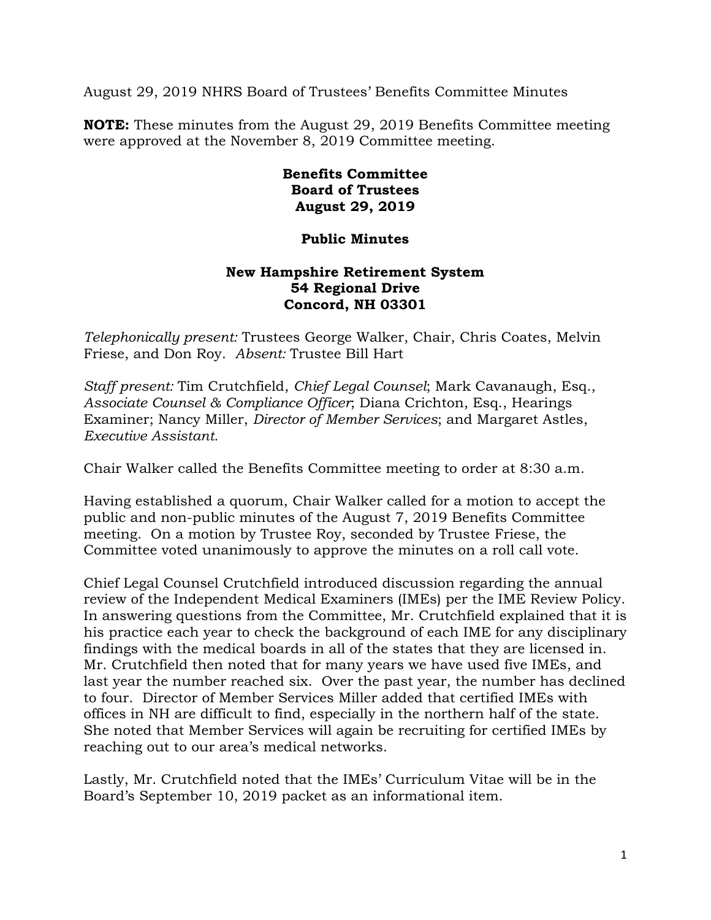August 29, 2019 NHRS Board of Trustees' Benefits Committee Minutes

**NOTE:** These minutes from the August 29, 2019 Benefits Committee meeting were approved at the November 8, 2019 Committee meeting.

**Benefits Committee**
**Board of Trustees**
**August 29, 2019**

**Public Minutes**

**New Hampshire Retirement System**
**54 Regional Drive**
**Concord, NH 03301**

*Telephonically present:* Trustees George Walker, Chair, Chris Coates, Melvin Friese, and Don Roy. *Absent:* Trustee Bill Hart

*Staff present:* Tim Crutchfield, *Chief Legal Counsel*; Mark Cavanaugh, Esq., *Associate Counsel & Compliance Officer*; Diana Crichton, Esq., Hearings Examiner; Nancy Miller, *Director of Member Services*; and Margaret Astles, *Executive Assistant*.

Chair Walker called the Benefits Committee meeting to order at 8:30 a.m.

Having established a quorum, Chair Walker called for a motion to accept the public and non-public minutes of the August 7, 2019 Benefits Committee meeting. On a motion by Trustee Roy, seconded by Trustee Friese, the Committee voted unanimously to approve the minutes on a roll call vote.

Chief Legal Counsel Crutchfield introduced discussion regarding the annual review of the Independent Medical Examiners (IMEs) per the IME Review Policy. In answering questions from the Committee, Mr. Crutchfield explained that it is his practice each year to check the background of each IME for any disciplinary findings with the medical boards in all of the states that they are licensed in. Mr. Crutchfield then noted that for many years we have used five IMEs, and last year the number reached six. Over the past year, the number has declined to four. Director of Member Services Miller added that certified IMEs with offices in NH are difficult to find, especially in the northern half of the state. She noted that Member Services will again be recruiting for certified IMEs by reaching out to our area's medical networks.

Lastly, Mr. Crutchfield noted that the IMEs' Curriculum Vitae will be in the Board's September 10, 2019 packet as an informational item.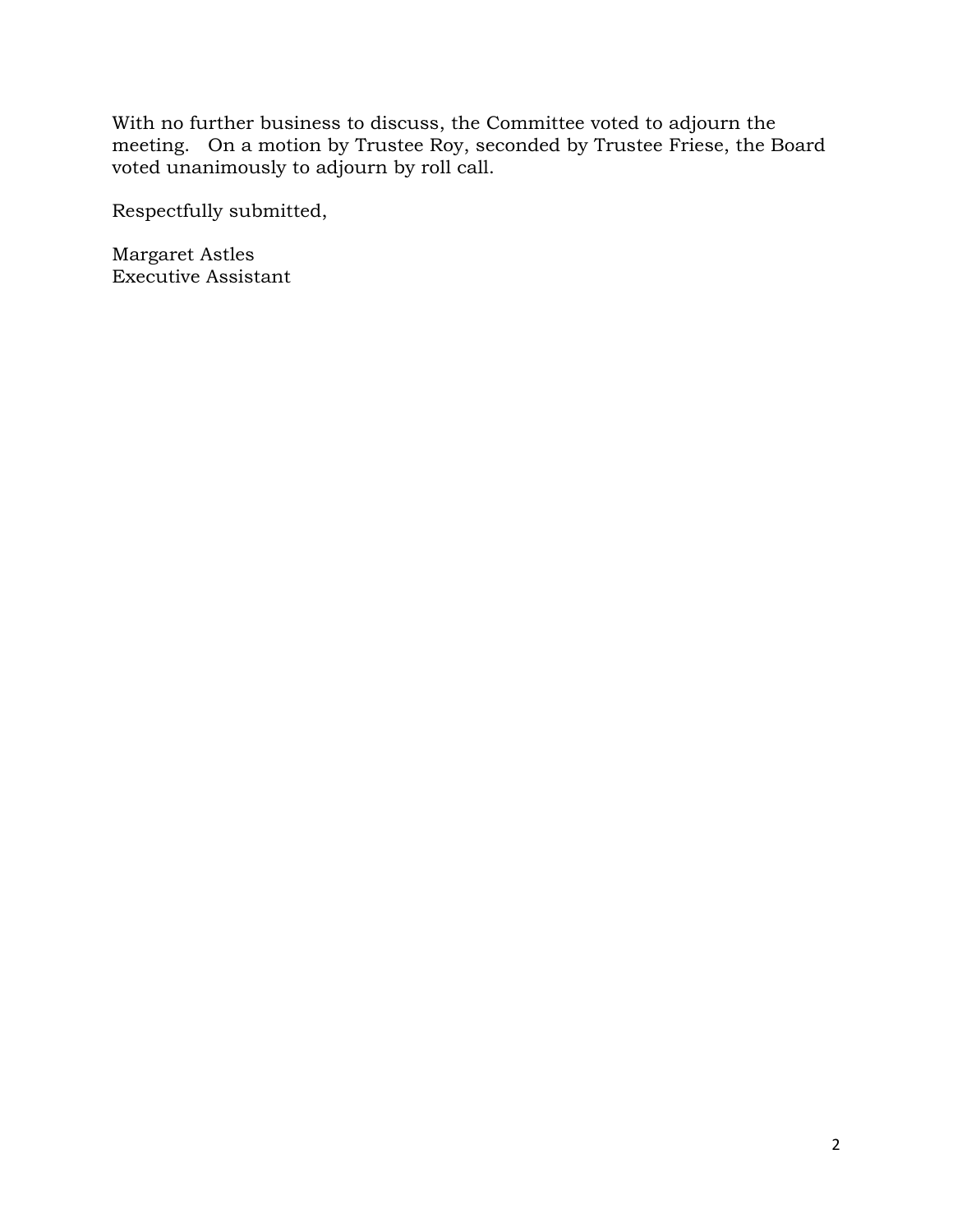With no further business to discuss, the Committee voted to adjourn the meeting. On a motion by Trustee Roy, seconded by Trustee Friese, the Board voted unanimously to adjourn by roll call.

Respectfully submitted,

Margaret Astles
Executive Assistant